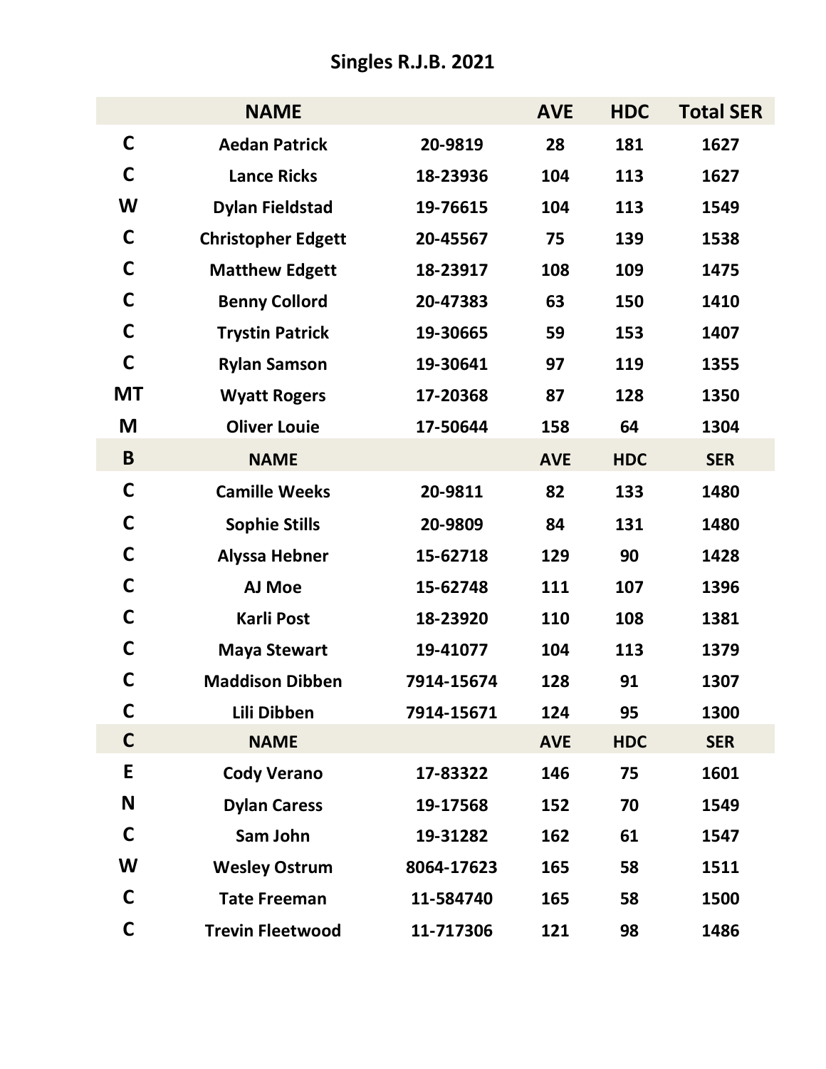# Singles R.J.B. 2021

| | NAME | | AVE | HDC | Total SER |
|---|---|---|---|---|---|
| C | Aedan Patrick | 20-9819 | 28 | 181 | 1627 |
| C | Lance Ricks | 18-23936 | 104 | 113 | 1627 |
| W | Dylan Fieldstad | 19-76615 | 104 | 113 | 1549 |
| C | Christopher Edgett | 20-45567 | 75 | 139 | 1538 |
| C | Matthew Edgett | 18-23917 | 108 | 109 | 1475 |
| C | Benny Collord | 20-47383 | 63 | 150 | 1410 |
| C | Trystin Patrick | 19-30665 | 59 | 153 | 1407 |
| C | Rylan Samson | 19-30641 | 97 | 119 | 1355 |
| MT | Wyatt Rogers | 17-20368 | 87 | 128 | 1350 |
| M | Oliver Louie | 17-50644 | 158 | 64 | 1304 |
| **B** | **NAME** | | **AVE** | **HDC** | **SER** |
| C | Camille Weeks | 20-9811 | 82 | 133 | 1480 |
| C | Sophie Stills | 20-9809 | 84 | 131 | 1480 |
| C | Alyssa Hebner | 15-62718 | 129 | 90 | 1428 |
| C | AJ Moe | 15-62748 | 111 | 107 | 1396 |
| C | Karli Post | 18-23920 | 110 | 108 | 1381 |
| C | Maya Stewart | 19-41077 | 104 | 113 | 1379 |
| C | Maddison Dibben | 7914-15674 | 128 | 91 | 1307 |
| C | Lili Dibben | 7914-15671 | 124 | 95 | 1300 |
| **C** | **NAME** | | **AVE** | **HDC** | **SER** |
| E | Cody Verano | 17-83322 | 146 | 75 | 1601 |
| N | Dylan Caress | 19-17568 | 152 | 70 | 1549 |
| C | Sam John | 19-31282 | 162 | 61 | 1547 |
| W | Wesley Ostrum | 8064-17623 | 165 | 58 | 1511 |
| C | Tate Freeman | 11-584740 | 165 | 58 | 1500 |
| C | Trevin Fleetwood | 11-717306 | 121 | 98 | 1486 |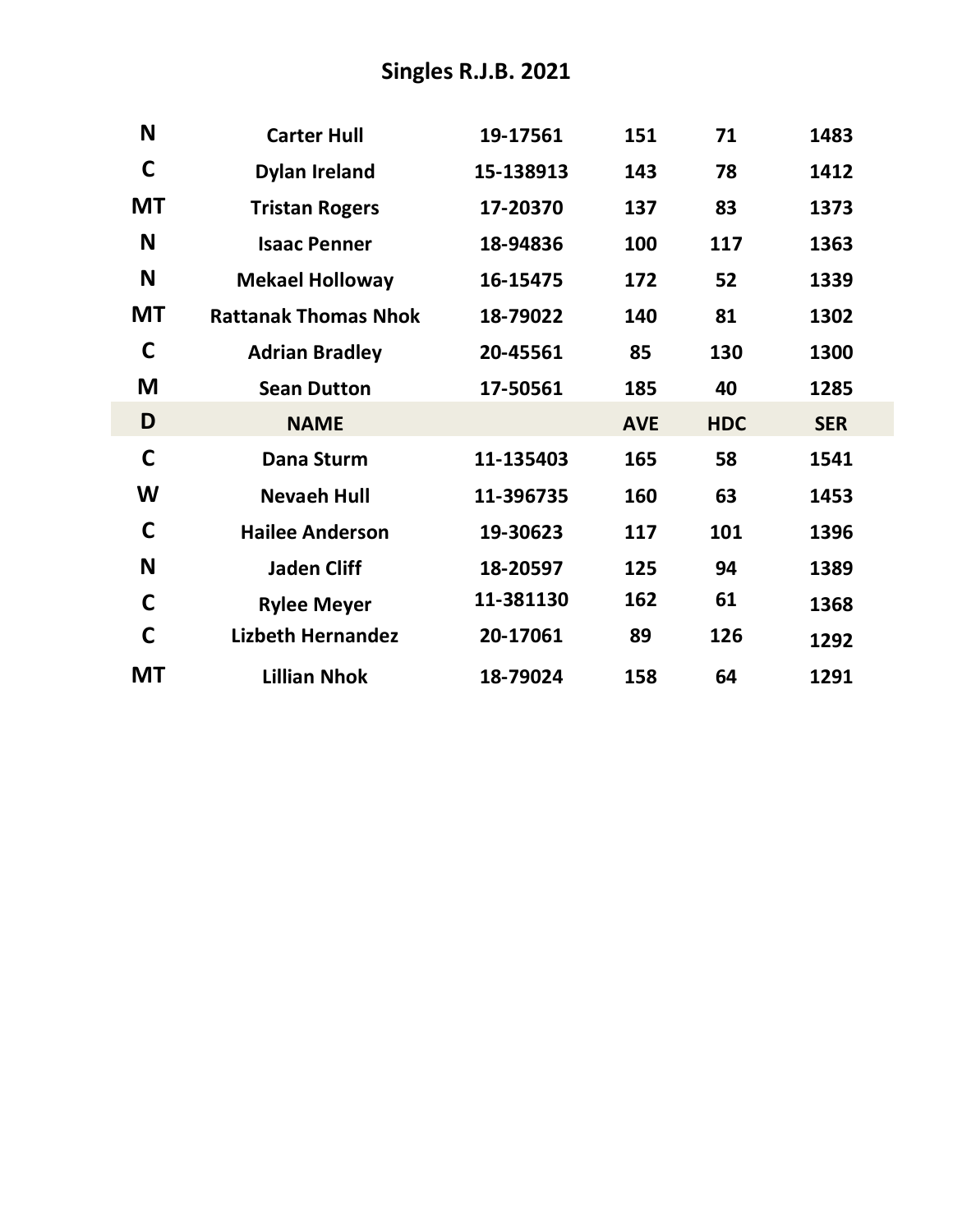# Singles R.J.B. 2021

| | | | | | |
|---|---|---|---|---|---|
| N | Carter Hull | 19-17561 | 151 | 71 | 1483 |
| C | Dylan Ireland | 15-138913 | 143 | 78 | 1412 |
| MT | Tristan Rogers | 17-20370 | 137 | 83 | 1373 |
| N | Isaac Penner | 18-94836 | 100 | 117 | 1363 |
| N | Mekael Holloway | 16-15475 | 172 | 52 | 1339 |
| MT | Rattanak Thomas Nhok | 18-79022 | 140 | 81 | 1302 |
| C | Adrian Bradley | 20-45561 | 85 | 130 | 1300 |
| M | Sean Dutton | 17-50561 | 185 | 40 | 1285 |
| **D** | **NAME** | | **AVE** | **HDC** | **SER** |
| C | Dana Sturm | 11-135403 | 165 | 58 | 1541 |
| W | Nevaeh Hull | 11-396735 | 160 | 63 | 1453 |
| C | Hailee Anderson | 19-30623 | 117 | 101 | 1396 |
| N | Jaden Cliff | 18-20597 | 125 | 94 | 1389 |
| C | Rylee Meyer | 11-381130 | 162 | 61 | 1368 |
| C | Lizbeth Hernandez | 20-17061 | 89 | 126 | 1292 |
| MT | Lillian Nhok | 18-79024 | 158 | 64 | 1291 |